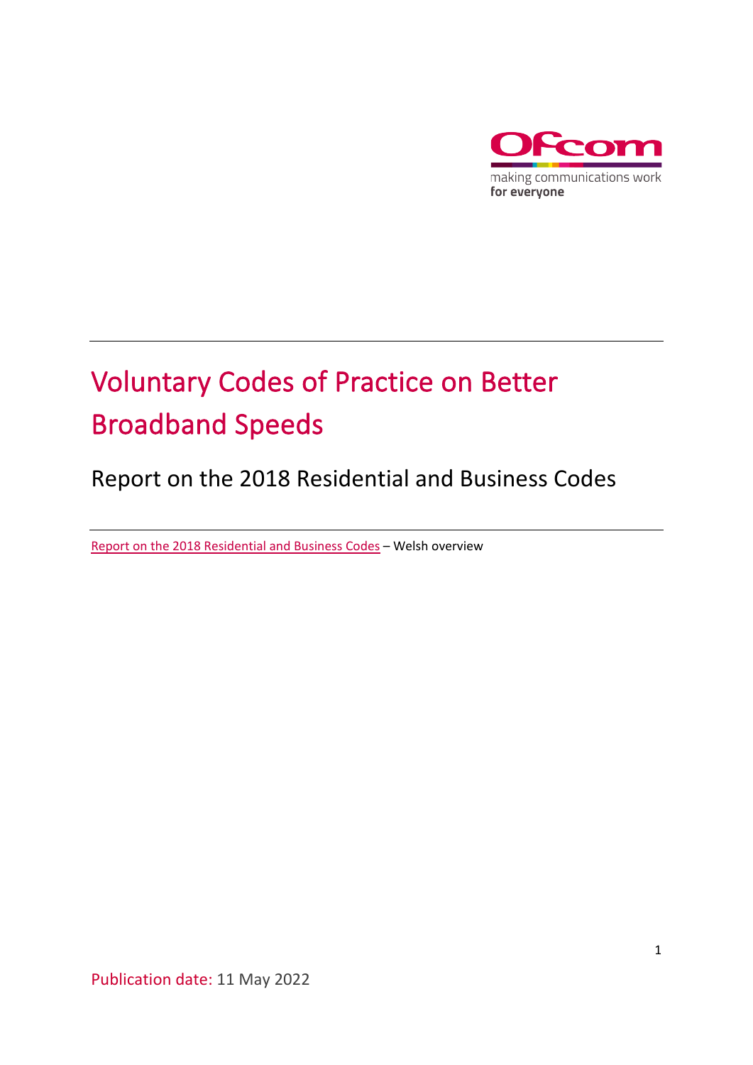# Voluntary Codes of Practice on Better Broadband Speeds

## Report on the 2018 Residential and Business Codes

Report on the 2018 Residential and Business Codes – Welsh overview

Publication date: 11 May 2022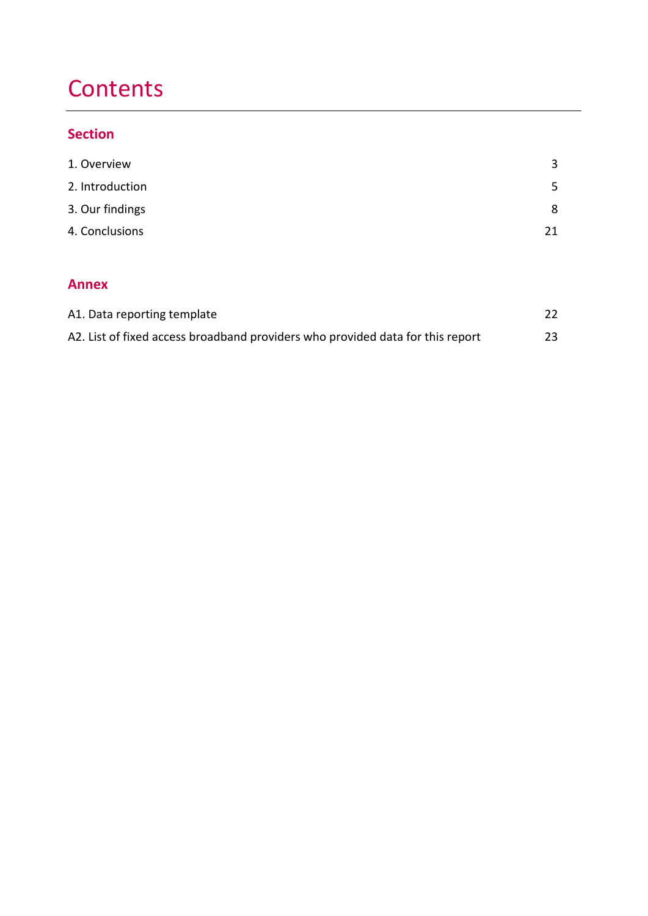# Contents

## Section

| | |
|---|---|
| 1. Overview | 3 |
| 2. Introduction | 5 |
| 3. Our findings | 8 |
| 4. Conclusions | 21 |

## Annex

| | |
|---|---|
| A1. Data reporting template | 22 |
| A2. List of fixed access broadband providers who provided data for this report | 23 |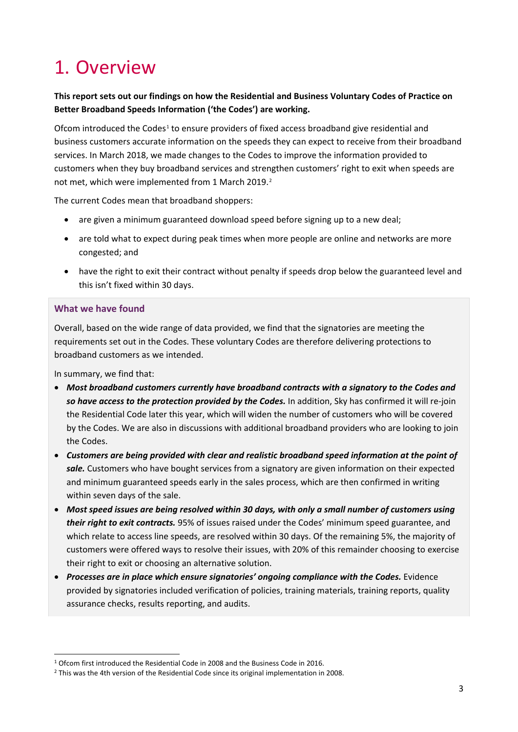# 1. Overview

**This report sets out our findings on how the Residential and Business Voluntary Codes of Practice on Better Broadband Speeds Information ('the Codes') are working.**

Ofcom introduced the Codes[1] to ensure providers of fixed access broadband give residential and business customers accurate information on the speeds they can expect to receive from their broadband services. In March 2018, we made changes to the Codes to improve the information provided to customers when they buy broadband services and strengthen customers' right to exit when speeds are not met, which were implemented from 1 March 2019.[2]

The current Codes mean that broadband shoppers:

- are given a minimum guaranteed download speed before signing up to a new deal;
- are told what to expect during peak times when more people are online and networks are more congested; and
- have the right to exit their contract without penalty if speeds drop below the guaranteed level and this isn't fixed within 30 days.

### What we have found

Overall, based on the wide range of data provided, we find that the signatories are meeting the requirements set out in the Codes. These voluntary Codes are therefore delivering protections to broadband customers as we intended.

In summary, we find that:

- ***Most broadband customers currently have broadband contracts with a signatory to the Codes and so have access to the protection provided by the Codes.*** In addition, Sky has confirmed it will re-join the Residential Code later this year, which will widen the number of customers who will be covered by the Codes. We are also in discussions with additional broadband providers who are looking to join the Codes.
- ***Customers are being provided with clear and realistic broadband speed information at the point of sale.*** Customers who have bought services from a signatory are given information on their expected and minimum guaranteed speeds early in the sales process, which are then confirmed in writing within seven days of the sale.
- ***Most speed issues are being resolved within 30 days, with only a small number of customers using their right to exit contracts.*** 95% of issues raised under the Codes' minimum speed guarantee, and which relate to access line speeds, are resolved within 30 days. Of the remaining 5%, the majority of customers were offered ways to resolve their issues, with 20% of this remainder choosing to exercise their right to exit or choosing an alternative solution.
- ***Processes are in place which ensure signatories' ongoing compliance with the Codes.*** Evidence provided by signatories included verification of policies, training materials, training reports, quality assurance checks, results reporting, and audits.

---

[1] Ofcom first introduced the Residential Code in 2008 and the Business Code in 2016.

[2] This was the 4th version of the Residential Code since its original implementation in 2008.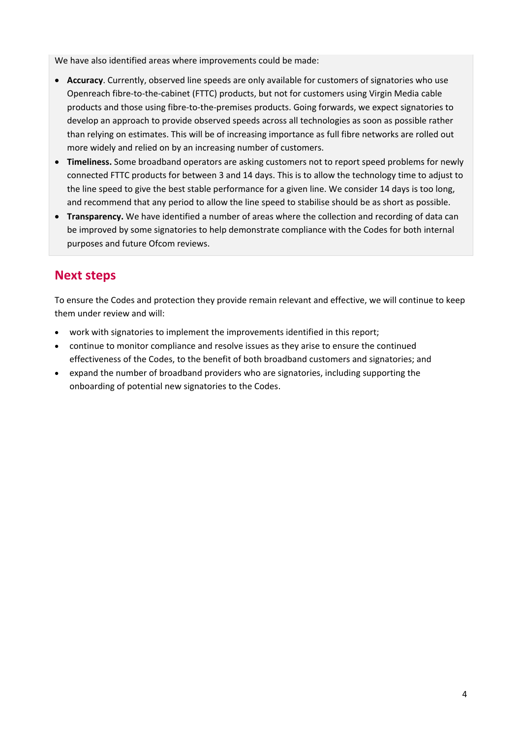We have also identified areas where improvements could be made:

- **Accuracy**. Currently, observed line speeds are only available for customers of signatories who use Openreach fibre-to-the-cabinet (FTTC) products, but not for customers using Virgin Media cable products and those using fibre-to-the-premises products. Going forwards, we expect signatories to develop an approach to provide observed speeds across all technologies as soon as possible rather than relying on estimates. This will be of increasing importance as full fibre networks are rolled out more widely and relied on by an increasing number of customers.
- **Timeliness.** Some broadband operators are asking customers not to report speed problems for newly connected FTTC products for between 3 and 14 days. This is to allow the technology time to adjust to the line speed to give the best stable performance for a given line. We consider 14 days is too long, and recommend that any period to allow the line speed to stabilise should be as short as possible.
- **Transparency.** We have identified a number of areas where the collection and recording of data can be improved by some signatories to help demonstrate compliance with the Codes for both internal purposes and future Ofcom reviews.

## Next steps

To ensure the Codes and protection they provide remain relevant and effective, we will continue to keep them under review and will:

- work with signatories to implement the improvements identified in this report;
- continue to monitor compliance and resolve issues as they arise to ensure the continued effectiveness of the Codes, to the benefit of both broadband customers and signatories; and
- expand the number of broadband providers who are signatories, including supporting the onboarding of potential new signatories to the Codes.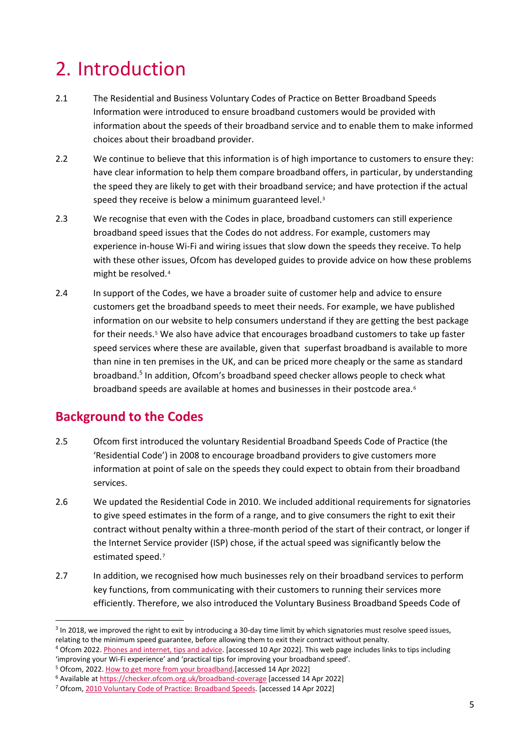# 2. Introduction

2.1 The Residential and Business Voluntary Codes of Practice on Better Broadband Speeds Information were introduced to ensure broadband customers would be provided with information about the speeds of their broadband service and to enable them to make informed choices about their broadband provider.

2.2 We continue to believe that this information is of high importance to customers to ensure they: have clear information to help them compare broadband offers, in particular, by understanding the speed they are likely to get with their broadband service; and have protection if the actual speed they receive is below a minimum guaranteed level.[3]

2.3 We recognise that even with the Codes in place, broadband customers can still experience broadband speed issues that the Codes do not address. For example, customers may experience in-house Wi-Fi and wiring issues that slow down the speeds they receive. To help with these other issues, Ofcom has developed guides to provide advice on how these problems might be resolved.[4]

2.4 In support of the Codes, we have a broader suite of customer help and advice to ensure customers get the broadband speeds to meet their needs. For example, we have published information on our website to help consumers understand if they are getting the best package for their needs.[5] We also have advice that encourages broadband customers to take up faster speed services where these are available, given that superfast broadband is available to more than nine in ten premises in the UK, and can be priced more cheaply or the same as standard broadband.[5] In addition, Ofcom's broadband speed checker allows people to check what broadband speeds are available at homes and businesses in their postcode area.[6]

## Background to the Codes

2.5 Ofcom first introduced the voluntary Residential Broadband Speeds Code of Practice (the 'Residential Code') in 2008 to encourage broadband providers to give customers more information at point of sale on the speeds they could expect to obtain from their broadband services.

2.6 We updated the Residential Code in 2010. We included additional requirements for signatories to give speed estimates in the form of a range, and to give consumers the right to exit their contract without penalty within a three-month period of the start of their contract, or longer if the Internet Service provider (ISP) chose, if the actual speed was significantly below the estimated speed.[7]

2.7 In addition, we recognised how much businesses rely on their broadband services to perform key functions, from communicating with their customers to running their services more efficiently. Therefore, we also introduced the Voluntary Business Broadband Speeds Code of

---

[3] In 2018, we improved the right to exit by introducing a 30-day time limit by which signatories must resolve speed issues, relating to the minimum speed guarantee, before allowing them to exit their contract without penalty.

[4] Ofcom 2022. [Phones and internet, tips and advice](). [accessed 10 Apr 2022]. This web page includes links to tips including 'improving your Wi-Fi experience' and 'practical tips for improving your broadband speed'.

[5] Ofcom, 2022. [How to get more from your broadband]().[accessed 14 Apr 2022]

[6] Available at https://checker.ofcom.org.uk/broadband-coverage [accessed 14 Apr 2022]

[7] Ofcom, [2010 Voluntary Code of Practice: Broadband Speeds](). [accessed 14 Apr 2022]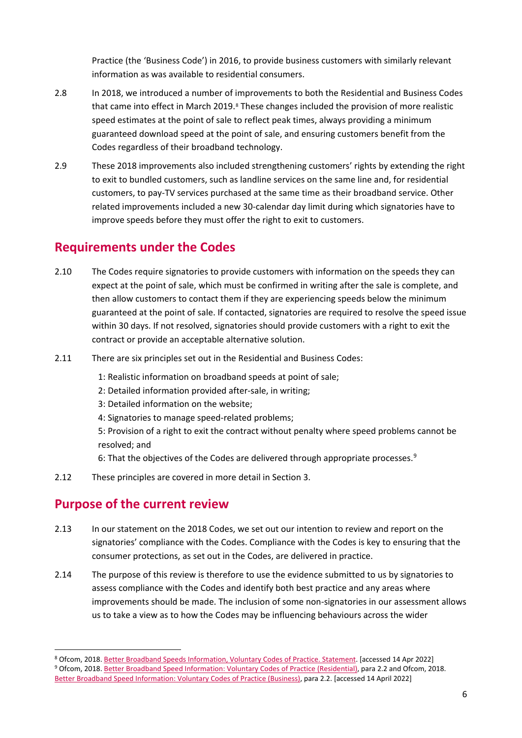Practice (the 'Business Code') in 2016, to provide business customers with similarly relevant information as was available to residential consumers.

2.8 In 2018, we introduced a number of improvements to both the Residential and Business Codes that came into effect in March 2019.[8] These changes included the provision of more realistic speed estimates at the point of sale to reflect peak times, always providing a minimum guaranteed download speed at the point of sale, and ensuring customers benefit from the Codes regardless of their broadband technology.

2.9 These 2018 improvements also included strengthening customers' rights by extending the right to exit to bundled customers, such as landline services on the same line and, for residential customers, to pay-TV services purchased at the same time as their broadband service. Other related improvements included a new 30-calendar day limit during which signatories have to improve speeds before they must offer the right to exit to customers.

## Requirements under the Codes

2.10 The Codes require signatories to provide customers with information on the speeds they can expect at the point of sale, which must be confirmed in writing after the sale is complete, and then allow customers to contact them if they are experiencing speeds below the minimum guaranteed at the point of sale. If contacted, signatories are required to resolve the speed issue within 30 days. If not resolved, signatories should provide customers with a right to exit the contract or provide an acceptable alternative solution.

2.11 There are six principles set out in the Residential and Business Codes:

1: Realistic information on broadband speeds at point of sale;
2: Detailed information provided after-sale, in writing;
3: Detailed information on the website;
4: Signatories to manage speed-related problems;
5: Provision of a right to exit the contract without penalty where speed problems cannot be resolved; and
6: That the objectives of the Codes are delivered through appropriate processes.[9]

2.12 These principles are covered in more detail in Section 3.

## Purpose of the current review

2.13 In our statement on the 2018 Codes, we set out our intention to review and report on the signatories' compliance with the Codes. Compliance with the Codes is key to ensuring that the consumer protections, as set out in the Codes, are delivered in practice.

2.14 The purpose of this review is therefore to use the evidence submitted to us by signatories to assess compliance with the Codes and identify both best practice and any areas where improvements should be made. The inclusion of some non-signatories in our assessment allows us to take a view as to how the Codes may be influencing behaviours across the wider

[8] Ofcom, 2018. Better Broadband Speeds Information, Voluntary Codes of Practice. Statement. [accessed 14 Apr 2022]

[9] Ofcom, 2018. Better Broadband Speed Information: Voluntary Codes of Practice (Residential), para 2.2 and Ofcom, 2018. Better Broadband Speed Information: Voluntary Codes of Practice (Business), para 2.2. [accessed 14 April 2022]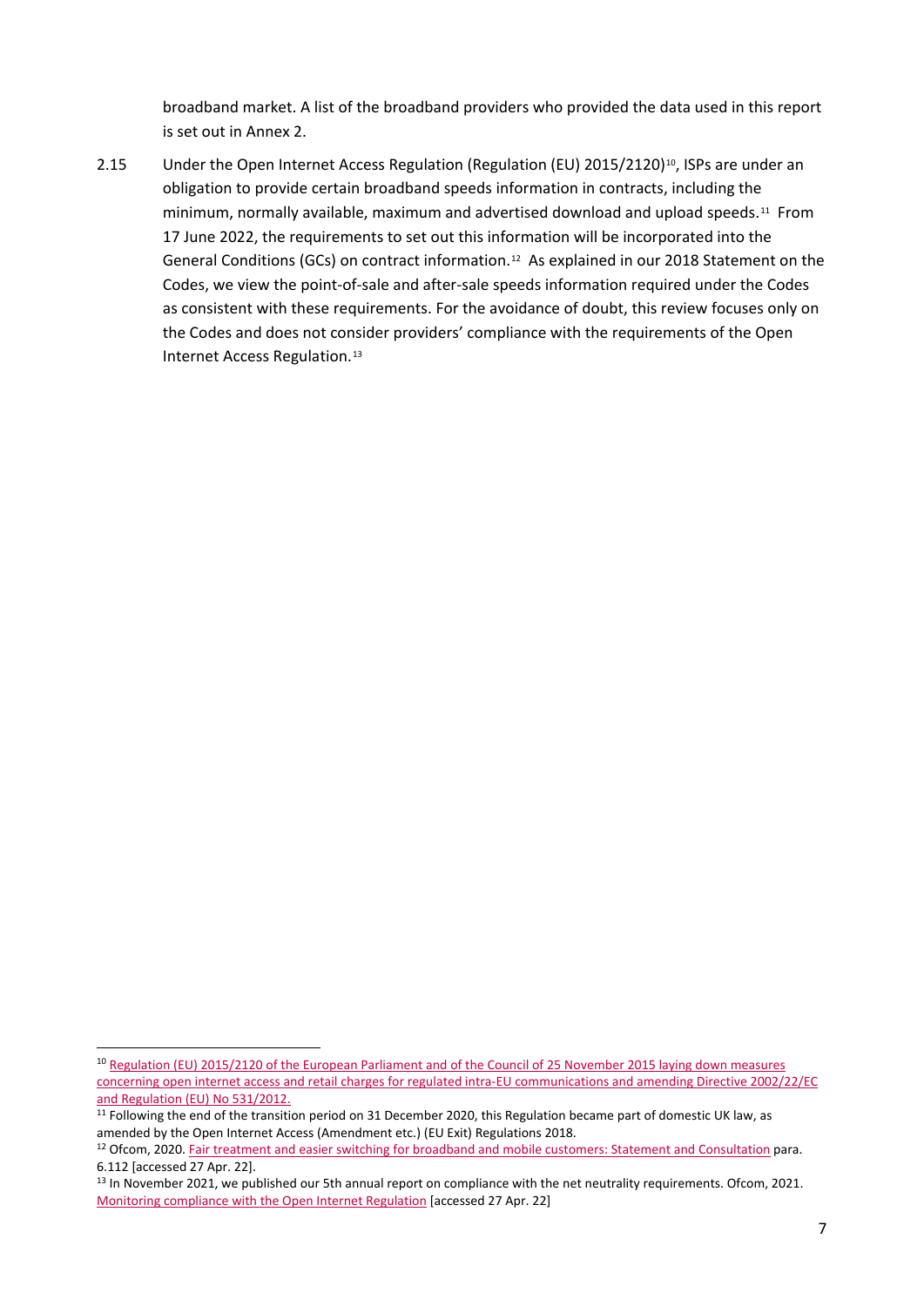broadband market. A list of the broadband providers who provided the data used in this report is set out in Annex 2.

2.15 Under the Open Internet Access Regulation (Regulation (EU) 2015/2120)[10], ISPs are under an obligation to provide certain broadband speeds information in contracts, including the minimum, normally available, maximum and advertised download and upload speeds.[11] From 17 June 2022, the requirements to set out this information will be incorporated into the General Conditions (GCs) on contract information.[12] As explained in our 2018 Statement on the Codes, we view the point-of-sale and after-sale speeds information required under the Codes as consistent with these requirements. For the avoidance of doubt, this review focuses only on the Codes and does not consider providers' compliance with the requirements of the Open Internet Access Regulation.[13]

---

[10] Regulation (EU) 2015/2120 of the European Parliament and of the Council of 25 November 2015 laying down measures concerning open internet access and retail charges for regulated intra-EU communications and amending Directive 2002/22/EC and Regulation (EU) No 531/2012.

[11] Following the end of the transition period on 31 December 2020, this Regulation became part of domestic UK law, as amended by the Open Internet Access (Amendment etc.) (EU Exit) Regulations 2018.

[12] Ofcom, 2020. Fair treatment and easier switching for broadband and mobile customers: Statement and Consultation para. 6.112 [accessed 27 Apr. 22].

[13] In November 2021, we published our 5th annual report on compliance with the net neutrality requirements. Ofcom, 2021. Monitoring compliance with the Open Internet Regulation [accessed 27 Apr. 22]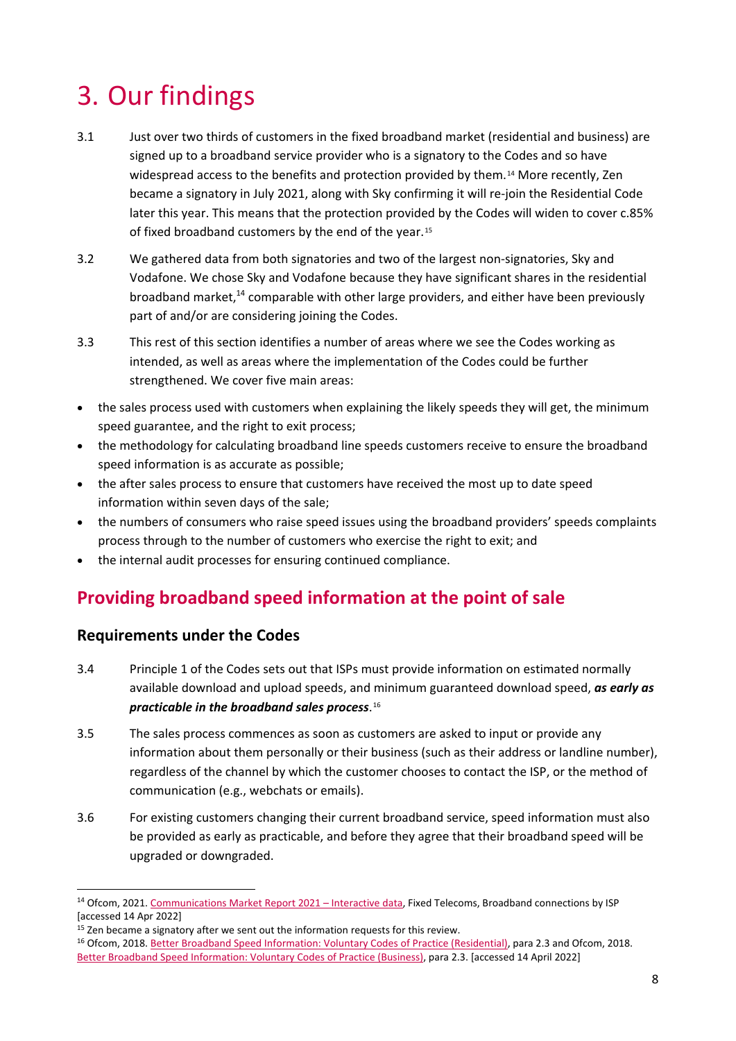# 3. Our findings

3.1 Just over two thirds of customers in the fixed broadband market (residential and business) are signed up to a broadband service provider who is a signatory to the Codes and so have widespread access to the benefits and protection provided by them.[14] More recently, Zen became a signatory in July 2021, along with Sky confirming it will re-join the Residential Code later this year. This means that the protection provided by the Codes will widen to cover c.85% of fixed broadband customers by the end of the year.[15]

3.2 We gathered data from both signatories and two of the largest non-signatories, Sky and Vodafone. We chose Sky and Vodafone because they have significant shares in the residential broadband market,[14] comparable with other large providers, and either have been previously part of and/or are considering joining the Codes.

3.3 This rest of this section identifies a number of areas where we see the Codes working as intended, as well as areas where the implementation of the Codes could be further strengthened. We cover five main areas:

- the sales process used with customers when explaining the likely speeds they will get, the minimum speed guarantee, and the right to exit process;
- the methodology for calculating broadband line speeds customers receive to ensure the broadband speed information is as accurate as possible;
- the after sales process to ensure that customers have received the most up to date speed information within seven days of the sale;
- the numbers of consumers who raise speed issues using the broadband providers' speeds complaints process through to the number of customers who exercise the right to exit; and
- the internal audit processes for ensuring continued compliance.

## Providing broadband speed information at the point of sale

### Requirements under the Codes

3.4 Principle 1 of the Codes sets out that ISPs must provide information on estimated normally available download and upload speeds, and minimum guaranteed download speed, ***as early as practicable in the broadband sales process***.[16]

3.5 The sales process commences as soon as customers are asked to input or provide any information about them personally or their business (such as their address or landline number), regardless of the channel by which the customer chooses to contact the ISP, or the method of communication (e.g., webchats or emails).

3.6 For existing customers changing their current broadband service, speed information must also be provided as early as practicable, and before they agree that their broadband speed will be upgraded or downgraded.

---

[14] Ofcom, 2021. Communications Market Report 2021 – Interactive data, Fixed Telecoms, Broadband connections by ISP [accessed 14 Apr 2022]

[15] Zen became a signatory after we sent out the information requests for this review.

[16] Ofcom, 2018. Better Broadband Speed Information: Voluntary Codes of Practice (Residential), para 2.3 and Ofcom, 2018. Better Broadband Speed Information: Voluntary Codes of Practice (Business), para 2.3. [accessed 14 April 2022]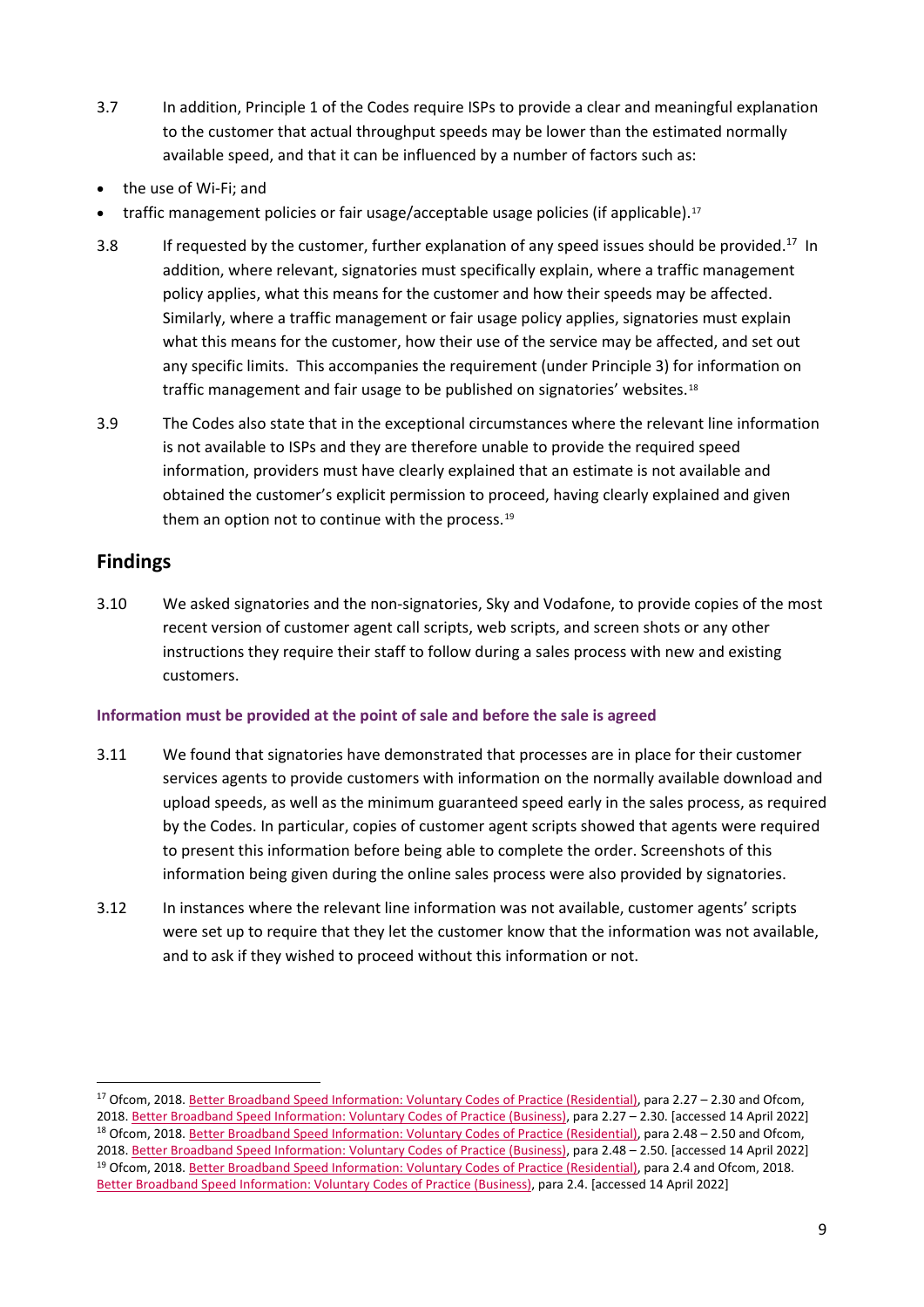3.7 In addition, Principle 1 of the Codes require ISPs to provide a clear and meaningful explanation to the customer that actual throughput speeds may be lower than the estimated normally available speed, and that it can be influenced by a number of factors such as:

- the use of Wi-Fi; and
- traffic management policies or fair usage/acceptable usage policies (if applicable).[17]

3.8 If requested by the customer, further explanation of any speed issues should be provided.[17] In addition, where relevant, signatories must specifically explain, where a traffic management policy applies, what this means for the customer and how their speeds may be affected. Similarly, where a traffic management or fair usage policy applies, signatories must explain what this means for the customer, how their use of the service may be affected, and set out any specific limits. This accompanies the requirement (under Principle 3) for information on traffic management and fair usage to be published on signatories' websites.[18]

3.9 The Codes also state that in the exceptional circumstances where the relevant line information is not available to ISPs and they are therefore unable to provide the required speed information, providers must have clearly explained that an estimate is not available and obtained the customer's explicit permission to proceed, having clearly explained and given them an option not to continue with the process.[19]

## Findings

3.10 We asked signatories and the non-signatories, Sky and Vodafone, to provide copies of the most recent version of customer agent call scripts, web scripts, and screen shots or any other instructions they require their staff to follow during a sales process with new and existing customers.

### Information must be provided at the point of sale and before the sale is agreed

3.11 We found that signatories have demonstrated that processes are in place for their customer services agents to provide customers with information on the normally available download and upload speeds, as well as the minimum guaranteed speed early in the sales process, as required by the Codes. In particular, copies of customer agent scripts showed that agents were required to present this information before being able to complete the order. Screenshots of this information being given during the online sales process were also provided by signatories.

3.12 In instances where the relevant line information was not available, customer agents' scripts were set up to require that they let the customer know that the information was not available, and to ask if they wished to proceed without this information or not.

---

[17] Ofcom, 2018. Better Broadband Speed Information: Voluntary Codes of Practice (Residential), para 2.27 – 2.30 and Ofcom, 2018. Better Broadband Speed Information: Voluntary Codes of Practice (Business), para 2.27 – 2.30. [accessed 14 April 2022]

[18] Ofcom, 2018. Better Broadband Speed Information: Voluntary Codes of Practice (Residential), para 2.48 – 2.50 and Ofcom, 2018. Better Broadband Speed Information: Voluntary Codes of Practice (Business), para 2.48 – 2.50. [accessed 14 April 2022]

[19] Ofcom, 2018. Better Broadband Speed Information: Voluntary Codes of Practice (Residential), para 2.4 and Ofcom, 2018. Better Broadband Speed Information: Voluntary Codes of Practice (Business), para 2.4. [accessed 14 April 2022]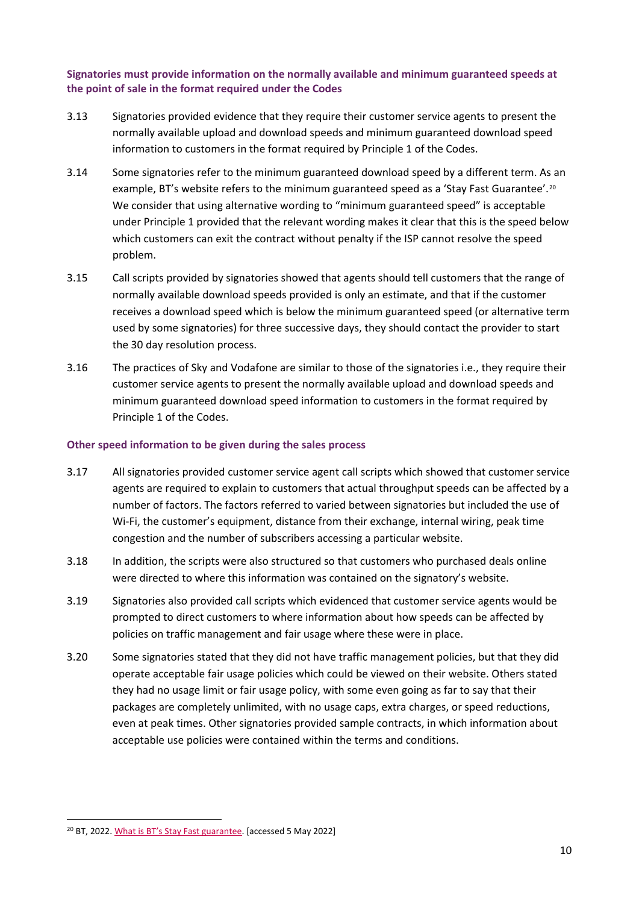### Signatories must provide information on the normally available and minimum guaranteed speeds at the point of sale in the format required under the Codes

3.13 Signatories provided evidence that they require their customer service agents to present the normally available upload and download speeds and minimum guaranteed download speed information to customers in the format required by Principle 1 of the Codes.

3.14 Some signatories refer to the minimum guaranteed download speed by a different term. As an example, BT's website refers to the minimum guaranteed speed as a 'Stay Fast Guarantee'.[20] We consider that using alternative wording to "minimum guaranteed speed" is acceptable under Principle 1 provided that the relevant wording makes it clear that this is the speed below which customers can exit the contract without penalty if the ISP cannot resolve the speed problem.

3.15 Call scripts provided by signatories showed that agents should tell customers that the range of normally available download speeds provided is only an estimate, and that if the customer receives a download speed which is below the minimum guaranteed speed (or alternative term used by some signatories) for three successive days, they should contact the provider to start the 30 day resolution process.

3.16 The practices of Sky and Vodafone are similar to those of the signatories i.e., they require their customer service agents to present the normally available upload and download speeds and minimum guaranteed download speed information to customers in the format required by Principle 1 of the Codes.

### Other speed information to be given during the sales process

3.17 All signatories provided customer service agent call scripts which showed that customer service agents are required to explain to customers that actual throughput speeds can be affected by a number of factors. The factors referred to varied between signatories but included the use of Wi-Fi, the customer's equipment, distance from their exchange, internal wiring, peak time congestion and the number of subscribers accessing a particular website.

3.18 In addition, the scripts were also structured so that customers who purchased deals online were directed to where this information was contained on the signatory's website.

3.19 Signatories also provided call scripts which evidenced that customer service agents would be prompted to direct customers to where information about how speeds can be affected by policies on traffic management and fair usage where these were in place.

3.20 Some signatories stated that they did not have traffic management policies, but that they did operate acceptable fair usage policies which could be viewed on their website. Others stated they had no usage limit or fair usage policy, with some even going as far to say that their packages are completely unlimited, with no usage caps, extra charges, or speed reductions, even at peak times. Other signatories provided sample contracts, in which information about acceptable use policies were contained within the terms and conditions.

---

[20] BT, 2022. What is BT's Stay Fast guarantee. [accessed 5 May 2022]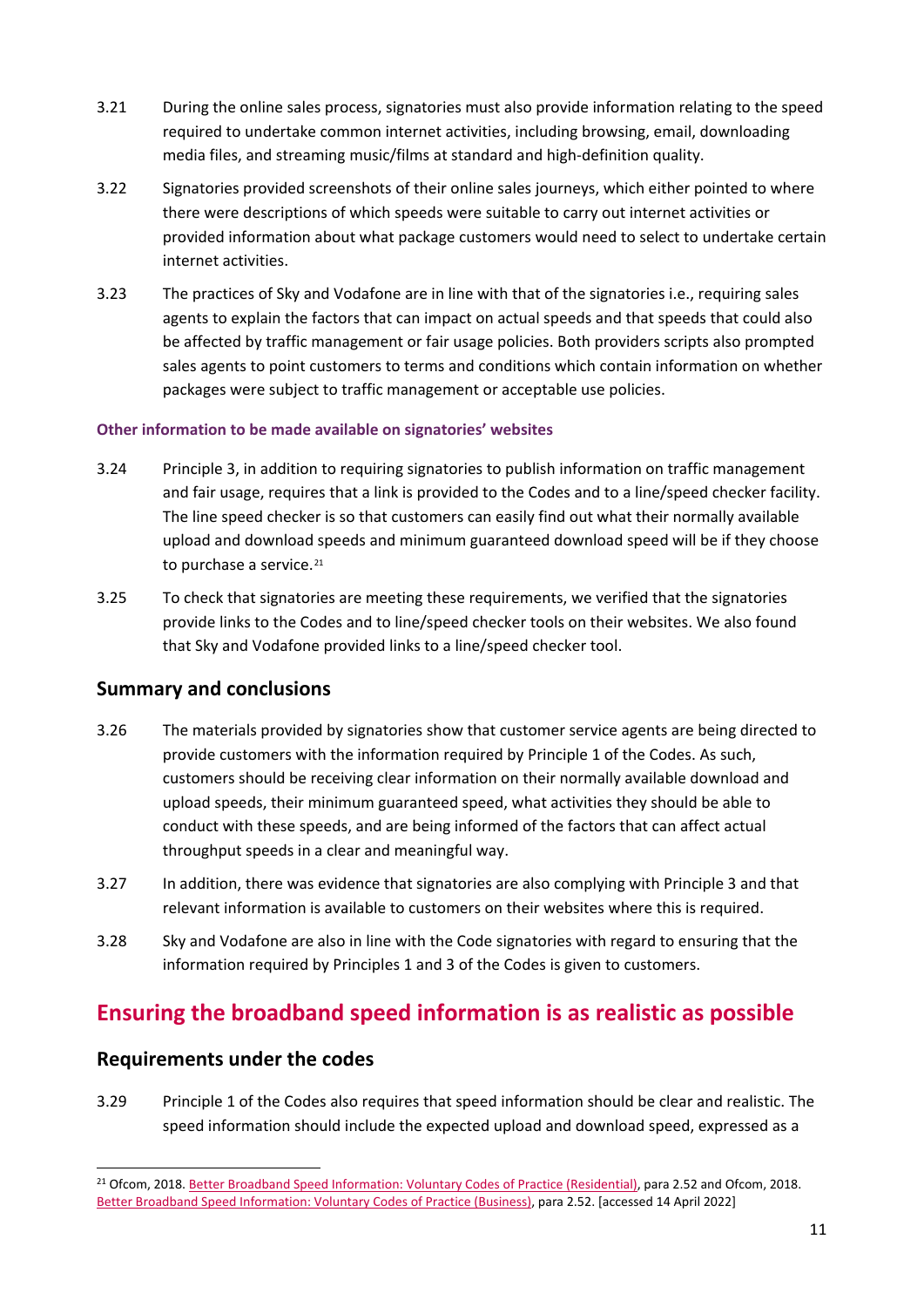3.21 During the online sales process, signatories must also provide information relating to the speed required to undertake common internet activities, including browsing, email, downloading media files, and streaming music/films at standard and high-definition quality.

3.22 Signatories provided screenshots of their online sales journeys, which either pointed to where there were descriptions of which speeds were suitable to carry out internet activities or provided information about what package customers would need to select to undertake certain internet activities.

3.23 The practices of Sky and Vodafone are in line with that of the signatories i.e., requiring sales agents to explain the factors that can impact on actual speeds and that speeds that could also be affected by traffic management or fair usage policies. Both providers scripts also prompted sales agents to point customers to terms and conditions which contain information on whether packages were subject to traffic management or acceptable use policies.

#### Other information to be made available on signatories' websites

3.24 Principle 3, in addition to requiring signatories to publish information on traffic management and fair usage, requires that a link is provided to the Codes and to a line/speed checker facility. The line speed checker is so that customers can easily find out what their normally available upload and download speeds and minimum guaranteed download speed will be if they choose to purchase a service.[21]

3.25 To check that signatories are meeting these requirements, we verified that the signatories provide links to the Codes and to line/speed checker tools on their websites. We also found that Sky and Vodafone provided links to a line/speed checker tool.

### Summary and conclusions

3.26 The materials provided by signatories show that customer service agents are being directed to provide customers with the information required by Principle 1 of the Codes. As such, customers should be receiving clear information on their normally available download and upload speeds, their minimum guaranteed speed, what activities they should be able to conduct with these speeds, and are being informed of the factors that can affect actual throughput speeds in a clear and meaningful way.

3.27 In addition, there was evidence that signatories are also complying with Principle 3 and that relevant information is available to customers on their websites where this is required.

3.28 Sky and Vodafone are also in line with the Code signatories with regard to ensuring that the information required by Principles 1 and 3 of the Codes is given to customers.

## Ensuring the broadband speed information is as realistic as possible

### Requirements under the codes

3.29 Principle 1 of the Codes also requires that speed information should be clear and realistic. The speed information should include the expected upload and download speed, expressed as a

[21] Ofcom, 2018. Better Broadband Speed Information: Voluntary Codes of Practice (Residential), para 2.52 and Ofcom, 2018. Better Broadband Speed Information: Voluntary Codes of Practice (Business), para 2.52. [accessed 14 April 2022]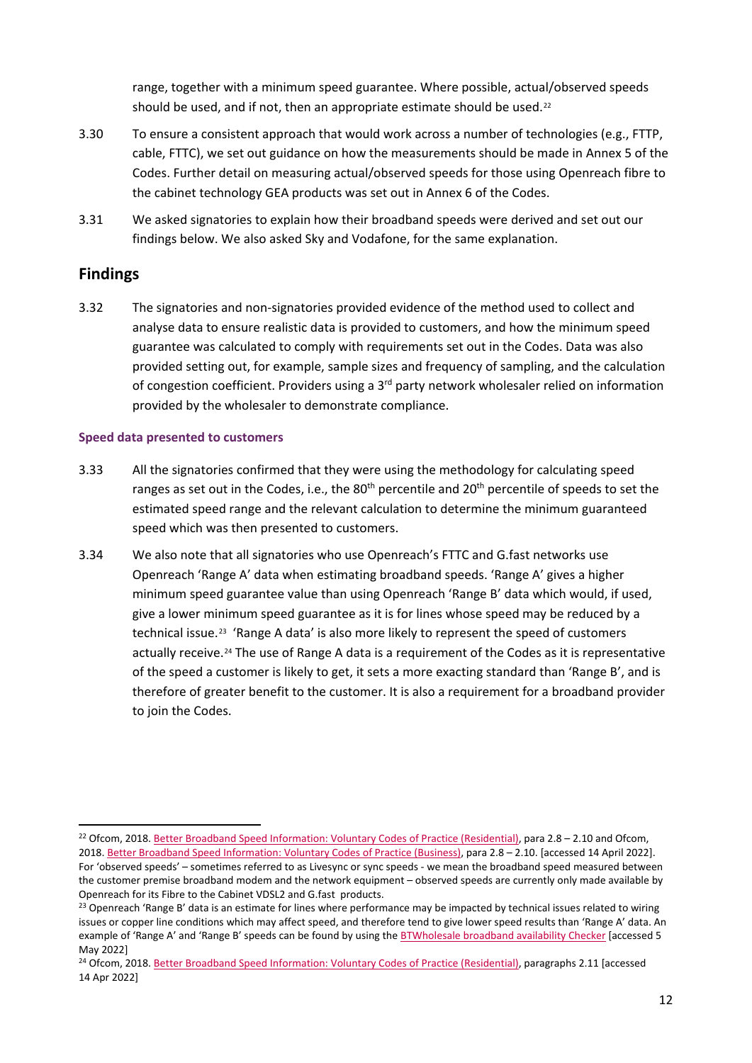range, together with a minimum speed guarantee. Where possible, actual/observed speeds should be used, and if not, then an appropriate estimate should be used.[22]

3.30 To ensure a consistent approach that would work across a number of technologies (e.g., FTTP, cable, FTTC), we set out guidance on how the measurements should be made in Annex 5 of the Codes. Further detail on measuring actual/observed speeds for those using Openreach fibre to the cabinet technology GEA products was set out in Annex 6 of the Codes.

3.31 We asked signatories to explain how their broadband speeds were derived and set out our findings below. We also asked Sky and Vodafone, for the same explanation.

## Findings

3.32 The signatories and non-signatories provided evidence of the method used to collect and analyse data to ensure realistic data is provided to customers, and how the minimum speed guarantee was calculated to comply with requirements set out in the Codes. Data was also provided setting out, for example, sample sizes and frequency of sampling, and the calculation of congestion coefficient. Providers using a 3rd party network wholesaler relied on information provided by the wholesaler to demonstrate compliance.

### Speed data presented to customers

3.33 All the signatories confirmed that they were using the methodology for calculating speed ranges as set out in the Codes, i.e., the 80th percentile and 20th percentile of speeds to set the estimated speed range and the relevant calculation to determine the minimum guaranteed speed which was then presented to customers.

3.34 We also note that all signatories who use Openreach's FTTC and G.fast networks use Openreach 'Range A' data when estimating broadband speeds. 'Range A' gives a higher minimum speed guarantee value than using Openreach 'Range B' data which would, if used, give a lower minimum speed guarantee as it is for lines whose speed may be reduced by a technical issue.[23] 'Range A data' is also more likely to represent the speed of customers actually receive.[24] The use of Range A data is a requirement of the Codes as it is representative of the speed a customer is likely to get, it sets a more exacting standard than 'Range B', and is therefore of greater benefit to the customer. It is also a requirement for a broadband provider to join the Codes.

---

[22] Ofcom, 2018. Better Broadband Speed Information: Voluntary Codes of Practice (Residential), para 2.8 – 2.10 and Ofcom, 2018. Better Broadband Speed Information: Voluntary Codes of Practice (Business), para 2.8 – 2.10. [accessed 14 April 2022]. For 'observed speeds' – sometimes referred to as Livesync or sync speeds - we mean the broadband speed measured between the customer premise broadband modem and the network equipment – observed speeds are currently only made available by Openreach for its Fibre to the Cabinet VDSL2 and G.fast products.

[23] Openreach 'Range B' data is an estimate for lines where performance may be impacted by technical issues related to wiring issues or copper line conditions which may affect speed, and therefore tend to give lower speed results than 'Range A' data. An example of 'Range A' and 'Range B' speeds can be found by using the BTWholesale broadband availability Checker [accessed 5 May 2022]

[24] Ofcom, 2018. Better Broadband Speed Information: Voluntary Codes of Practice (Residential), paragraphs 2.11 [accessed 14 Apr 2022]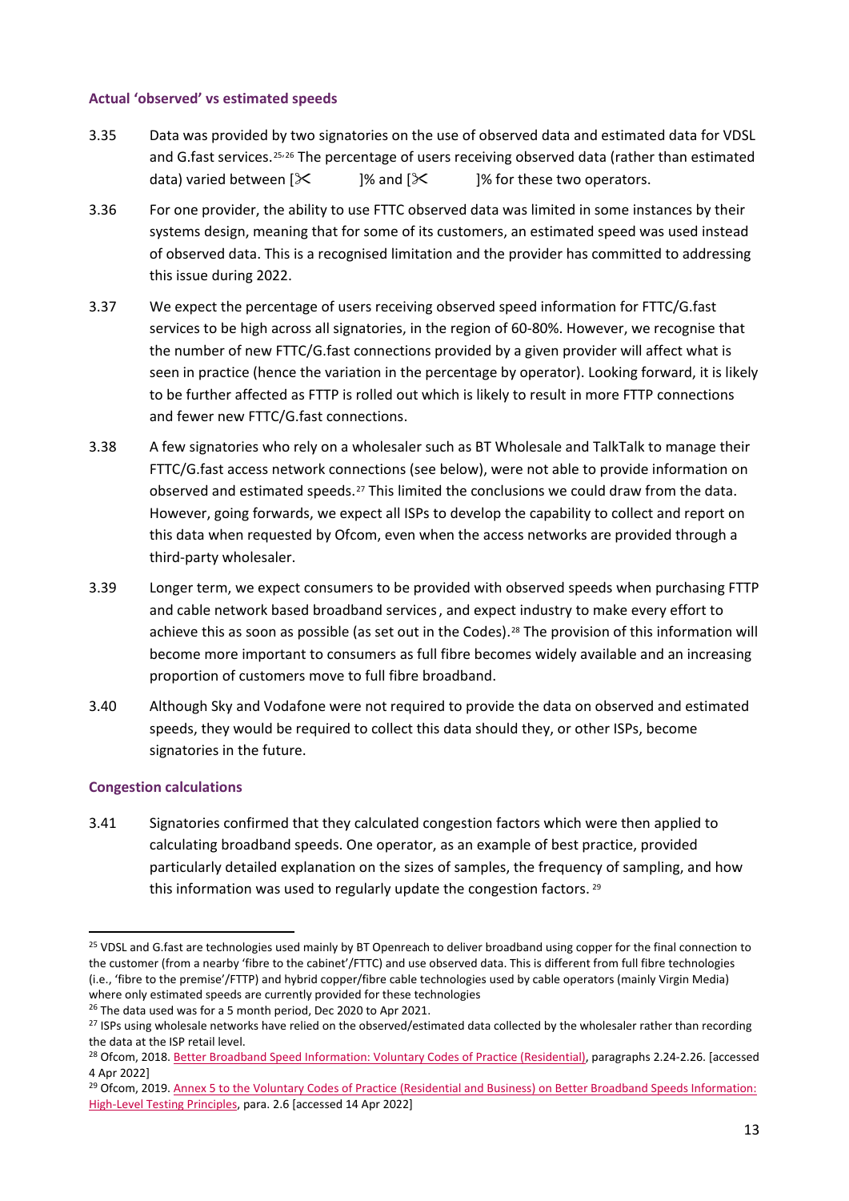### Actual 'observed' vs estimated speeds

3.35 Data was provided by two signatories on the use of observed data and estimated data for VDSL and G.fast services.[25,26] The percentage of users receiving observed data (rather than estimated data) varied between [✂ ]% and [✂ ]% for these two operators.

3.36 For one provider, the ability to use FTTC observed data was limited in some instances by their systems design, meaning that for some of its customers, an estimated speed was used instead of observed data. This is a recognised limitation and the provider has committed to addressing this issue during 2022.

3.37 We expect the percentage of users receiving observed speed information for FTTC/G.fast services to be high across all signatories, in the region of 60-80%. However, we recognise that the number of new FTTC/G.fast connections provided by a given provider will affect what is seen in practice (hence the variation in the percentage by operator). Looking forward, it is likely to be further affected as FTTP is rolled out which is likely to result in more FTTP connections and fewer new FTTC/G.fast connections.

3.38 A few signatories who rely on a wholesaler such as BT Wholesale and TalkTalk to manage their FTTC/G.fast access network connections (see below), were not able to provide information on observed and estimated speeds.[27] This limited the conclusions we could draw from the data. However, going forwards, we expect all ISPs to develop the capability to collect and report on this data when requested by Ofcom, even when the access networks are provided through a third-party wholesaler.

3.39 Longer term, we expect consumers to be provided with observed speeds when purchasing FTTP and cable network based broadband services, and expect industry to make every effort to achieve this as soon as possible (as set out in the Codes).[28] The provision of this information will become more important to consumers as full fibre becomes widely available and an increasing proportion of customers move to full fibre broadband.

3.40 Although Sky and Vodafone were not required to provide the data on observed and estimated speeds, they would be required to collect this data should they, or other ISPs, become signatories in the future.

### Congestion calculations

3.41 Signatories confirmed that they calculated congestion factors which were then applied to calculating broadband speeds. One operator, as an example of best practice, provided particularly detailed explanation on the sizes of samples, the frequency of sampling, and how this information was used to regularly update the congestion factors.[29]

---

[25] VDSL and G.fast are technologies used mainly by BT Openreach to deliver broadband using copper for the final connection to the customer (from a nearby 'fibre to the cabinet'/FTTC) and use observed data. This is different from full fibre technologies (i.e., 'fibre to the premise'/FTTP) and hybrid copper/fibre cable technologies used by cable operators (mainly Virgin Media) where only estimated speeds are currently provided for these technologies

[26] The data used was for a 5 month period, Dec 2020 to Apr 2021.

[27] ISPs using wholesale networks have relied on the observed/estimated data collected by the wholesaler rather than recording the data at the ISP retail level.

[28] Ofcom, 2018. Better Broadband Speed Information: Voluntary Codes of Practice (Residential), paragraphs 2.24-2.26. [accessed 4 Apr 2022]

[29] Ofcom, 2019. Annex 5 to the Voluntary Codes of Practice (Residential and Business) on Better Broadband Speeds Information: High-Level Testing Principles, para. 2.6 [accessed 14 Apr 2022]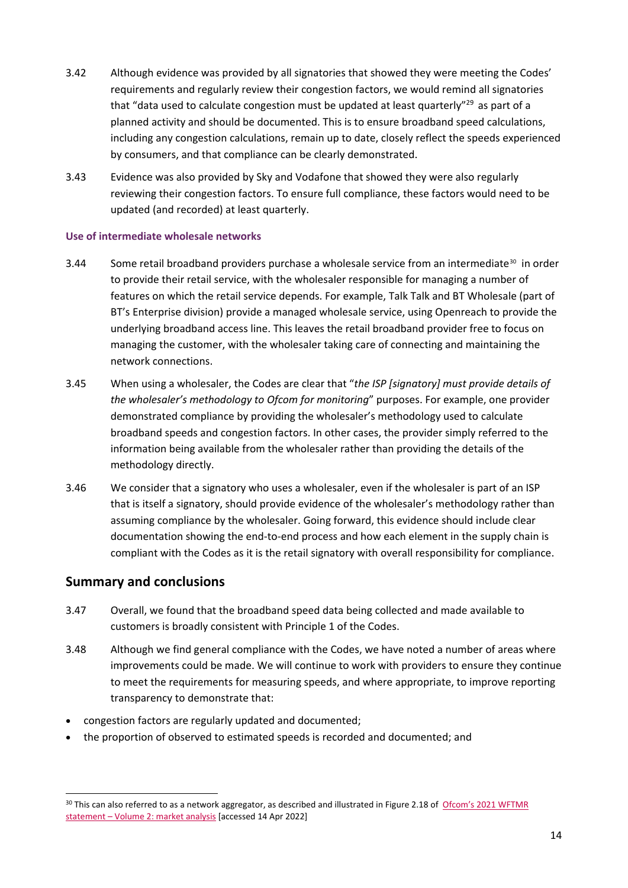3.42 Although evidence was provided by all signatories that showed they were meeting the Codes' requirements and regularly review their congestion factors, we would remind all signatories that "data used to calculate congestion must be updated at least quarterly"[29] as part of a planned activity and should be documented. This is to ensure broadband speed calculations, including any congestion calculations, remain up to date, closely reflect the speeds experienced by consumers, and that compliance can be clearly demonstrated.

3.43 Evidence was also provided by Sky and Vodafone that showed they were also regularly reviewing their congestion factors. To ensure full compliance, these factors would need to be updated (and recorded) at least quarterly.

### Use of intermediate wholesale networks

3.44 Some retail broadband providers purchase a wholesale service from an intermediate[30] in order to provide their retail service, with the wholesaler responsible for managing a number of features on which the retail service depends. For example, Talk Talk and BT Wholesale (part of BT's Enterprise division) provide a managed wholesale service, using Openreach to provide the underlying broadband access line. This leaves the retail broadband provider free to focus on managing the customer, with the wholesaler taking care of connecting and maintaining the network connections.

3.45 When using a wholesaler, the Codes are clear that "*the ISP [signatory] must provide details of the wholesaler's methodology to Ofcom for monitoring*" purposes. For example, one provider demonstrated compliance by providing the wholesaler's methodology used to calculate broadband speeds and congestion factors. In other cases, the provider simply referred to the information being available from the wholesaler rather than providing the details of the methodology directly.

3.46 We consider that a signatory who uses a wholesaler, even if the wholesaler is part of an ISP that is itself a signatory, should provide evidence of the wholesaler's methodology rather than assuming compliance by the wholesaler. Going forward, this evidence should include clear documentation showing the end-to-end process and how each element in the supply chain is compliant with the Codes as it is the retail signatory with overall responsibility for compliance.

## Summary and conclusions

3.47 Overall, we found that the broadband speed data being collected and made available to customers is broadly consistent with Principle 1 of the Codes.

3.48 Although we find general compliance with the Codes, we have noted a number of areas where improvements could be made. We will continue to work with providers to ensure they continue to meet the requirements for measuring speeds, and where appropriate, to improve reporting transparency to demonstrate that:

- congestion factors are regularly updated and documented;
- the proportion of observed to estimated speeds is recorded and documented; and

---

[30] This can also referred to as a network aggregator, as described and illustrated in Figure 2.18 of Ofcom's 2021 WFTMR statement – Volume 2: market analysis [accessed 14 Apr 2022]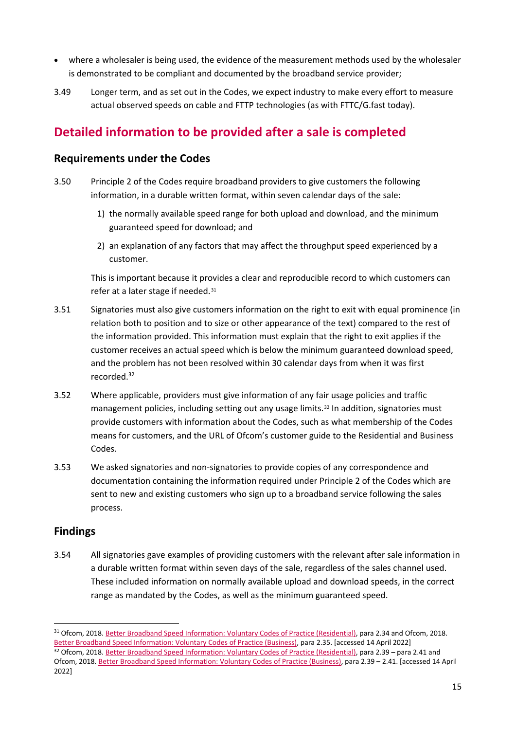- where a wholesaler is being used, the evidence of the measurement methods used by the wholesaler is demonstrated to be compliant and documented by the broadband service provider;

3.49 Longer term, and as set out in the Codes, we expect industry to make every effort to measure actual observed speeds on cable and FTTP technologies (as with FTTC/G.fast today).

## Detailed information to be provided after a sale is completed

### Requirements under the Codes

3.50 Principle 2 of the Codes require broadband providers to give customers the following information, in a durable written format, within seven calendar days of the sale:

1) the normally available speed range for both upload and download, and the minimum guaranteed speed for download; and
2) an explanation of any factors that may affect the throughput speed experienced by a customer.

This is important because it provides a clear and reproducible record to which customers can refer at a later stage if needed.[31]

3.51 Signatories must also give customers information on the right to exit with equal prominence (in relation both to position and to size or other appearance of the text) compared to the rest of the information provided. This information must explain that the right to exit applies if the customer receives an actual speed which is below the minimum guaranteed download speed, and the problem has not been resolved within 30 calendar days from when it was first recorded.[32]

3.52 Where applicable, providers must give information of any fair usage policies and traffic management policies, including setting out any usage limits.[32] In addition, signatories must provide customers with information about the Codes, such as what membership of the Codes means for customers, and the URL of Ofcom's customer guide to the Residential and Business Codes.

3.53 We asked signatories and non-signatories to provide copies of any correspondence and documentation containing the information required under Principle 2 of the Codes which are sent to new and existing customers who sign up to a broadband service following the sales process.

### Findings

3.54 All signatories gave examples of providing customers with the relevant after sale information in a durable written format within seven days of the sale, regardless of the sales channel used. These included information on normally available upload and download speeds, in the correct range as mandated by the Codes, as well as the minimum guaranteed speed.

---

[31] Ofcom, 2018. Better Broadband Speed Information: Voluntary Codes of Practice (Residential), para 2.34 and Ofcom, 2018. Better Broadband Speed Information: Voluntary Codes of Practice (Business), para 2.35. [accessed 14 April 2022]

[32] Ofcom, 2018. Better Broadband Speed Information: Voluntary Codes of Practice (Residential), para 2.39 – para 2.41 and Ofcom, 2018. Better Broadband Speed Information: Voluntary Codes of Practice (Business), para 2.39 – 2.41. [accessed 14 April 2022]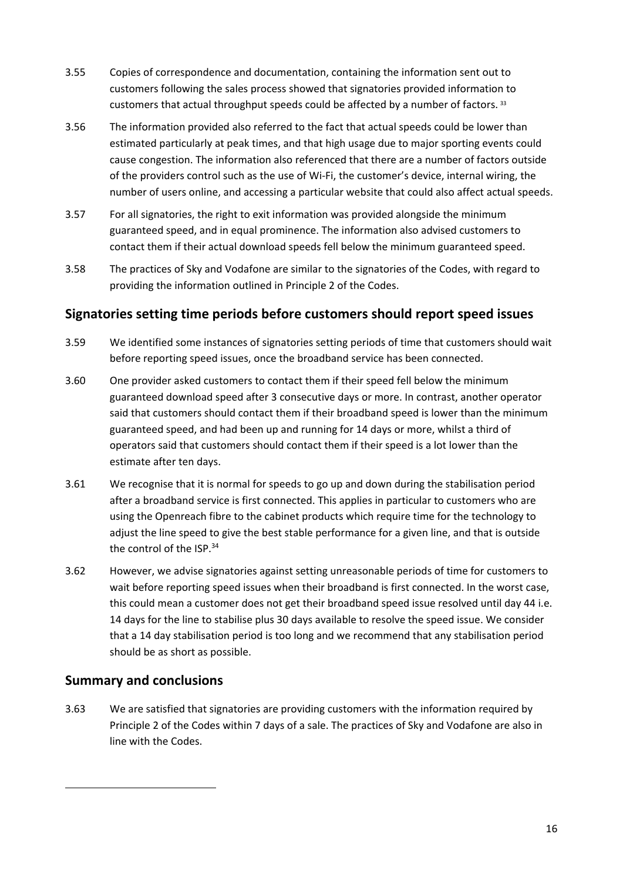3.55 Copies of correspondence and documentation, containing the information sent out to customers following the sales process showed that signatories provided information to customers that actual throughput speeds could be affected by a number of factors. [33]

3.56 The information provided also referred to the fact that actual speeds could be lower than estimated particularly at peak times, and that high usage due to major sporting events could cause congestion. The information also referenced that there are a number of factors outside of the providers control such as the use of Wi-Fi, the customer's device, internal wiring, the number of users online, and accessing a particular website that could also affect actual speeds.

3.57 For all signatories, the right to exit information was provided alongside the minimum guaranteed speed, and in equal prominence. The information also advised customers to contact them if their actual download speeds fell below the minimum guaranteed speed.

3.58 The practices of Sky and Vodafone are similar to the signatories of the Codes, with regard to providing the information outlined in Principle 2 of the Codes.

## Signatories setting time periods before customers should report speed issues

3.59 We identified some instances of signatories setting periods of time that customers should wait before reporting speed issues, once the broadband service has been connected.

3.60 One provider asked customers to contact them if their speed fell below the minimum guaranteed download speed after 3 consecutive days or more. In contrast, another operator said that customers should contact them if their broadband speed is lower than the minimum guaranteed speed, and had been up and running for 14 days or more, whilst a third of operators said that customers should contact them if their speed is a lot lower than the estimate after ten days.

3.61 We recognise that it is normal for speeds to go up and down during the stabilisation period after a broadband service is first connected. This applies in particular to customers who are using the Openreach fibre to the cabinet products which require time for the technology to adjust the line speed to give the best stable performance for a given line, and that is outside the control of the ISP.[34]

3.62 However, we advise signatories against setting unreasonable periods of time for customers to wait before reporting speed issues when their broadband is first connected. In the worst case, this could mean a customer does not get their broadband speed issue resolved until day 44 i.e. 14 days for the line to stabilise plus 30 days available to resolve the speed issue. We consider that a 14 day stabilisation period is too long and we recommend that any stabilisation period should be as short as possible.

## Summary and conclusions

3.63 We are satisfied that signatories are providing customers with the information required by Principle 2 of the Codes within 7 days of a sale. The practices of Sky and Vodafone are also in line with the Codes.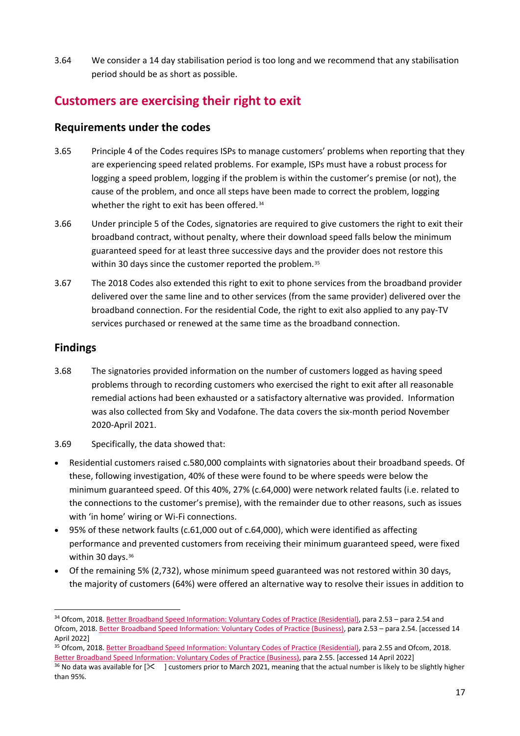3.64 We consider a 14 day stabilisation period is too long and we recommend that any stabilisation period should be as short as possible.

## Customers are exercising their right to exit

### Requirements under the codes

3.65 Principle 4 of the Codes requires ISPs to manage customers' problems when reporting that they are experiencing speed related problems. For example, ISPs must have a robust process for logging a speed problem, logging if the problem is within the customer's premise (or not), the cause of the problem, and once all steps have been made to correct the problem, logging whether the right to exit has been offered.[34]

3.66 Under principle 5 of the Codes, signatories are required to give customers the right to exit their broadband contract, without penalty, where their download speed falls below the minimum guaranteed speed for at least three successive days and the provider does not restore this within 30 days since the customer reported the problem.[35]

3.67 The 2018 Codes also extended this right to exit to phone services from the broadband provider delivered over the same line and to other services (from the same provider) delivered over the broadband connection. For the residential Code, the right to exit also applied to any pay-TV services purchased or renewed at the same time as the broadband connection.

### Findings

3.68 The signatories provided information on the number of customers logged as having speed problems through to recording customers who exercised the right to exit after all reasonable remedial actions had been exhausted or a satisfactory alternative was provided. Information was also collected from Sky and Vodafone. The data covers the six-month period November 2020-April 2021.

3.69 Specifically, the data showed that:

- Residential customers raised c.580,000 complaints with signatories about their broadband speeds. Of these, following investigation, 40% of these were found to be where speeds were below the minimum guaranteed speed. Of this 40%, 27% (c.64,000) were network related faults (i.e. related to the connections to the customer's premise), with the remainder due to other reasons, such as issues with 'in home' wiring or Wi-Fi connections.
- 95% of these network faults (c.61,000 out of c.64,000), which were identified as affecting performance and prevented customers from receiving their minimum guaranteed speed, were fixed within 30 days.[36]
- Of the remaining 5% (2,732), whose minimum speed guaranteed was not restored within 30 days, the majority of customers (64%) were offered an alternative way to resolve their issues in addition to

---

[34] Ofcom, 2018. Better Broadband Speed Information: Voluntary Codes of Practice (Residential), para 2.53 – para 2.54 and Ofcom, 2018. Better Broadband Speed Information: Voluntary Codes of Practice (Business), para 2.53 – para 2.54. [accessed 14 April 2022]

[35] Ofcom, 2018. Better Broadband Speed Information: Voluntary Codes of Practice (Residential), para 2.55 and Ofcom, 2018. Better Broadband Speed Information: Voluntary Codes of Practice (Business), para 2.55. [accessed 14 April 2022]

[36] No data was available for [✂ ] customers prior to March 2021, meaning that the actual number is likely to be slightly higher than 95%.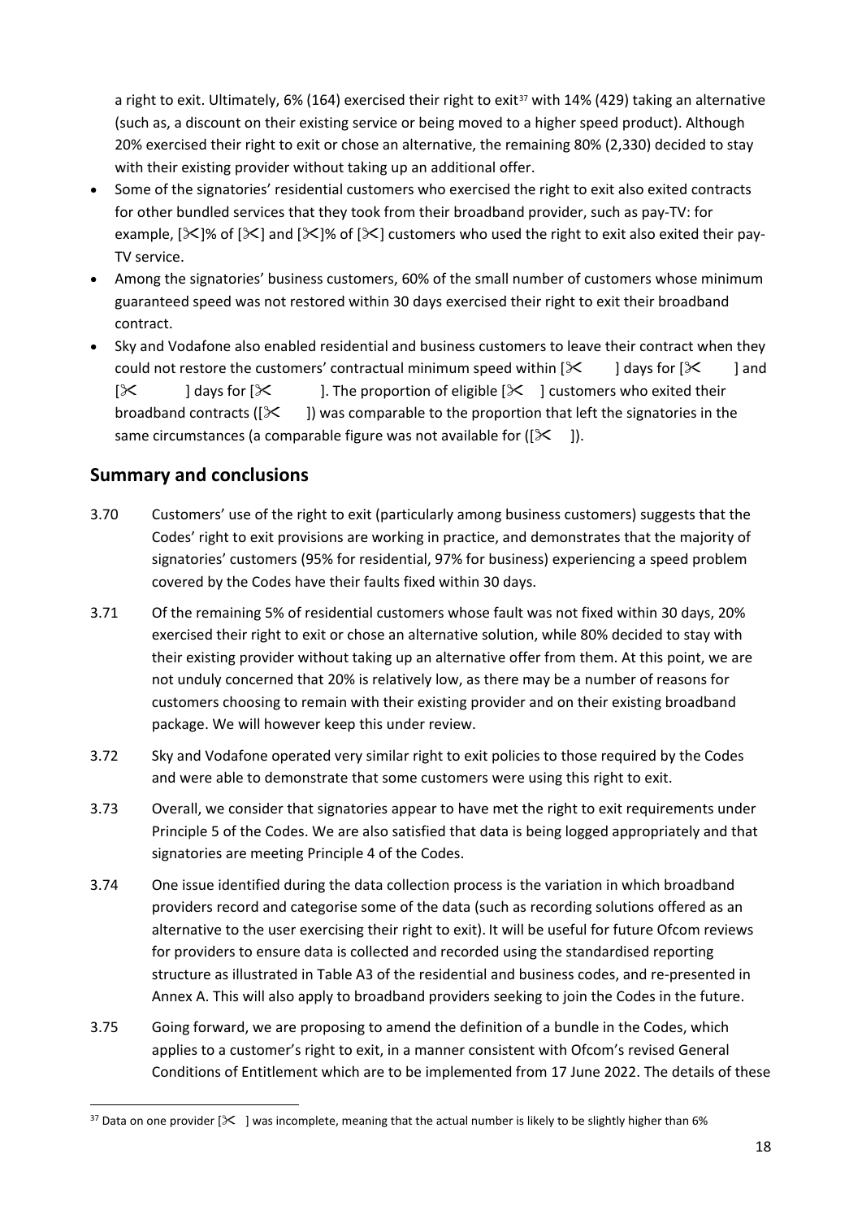a right to exit. Ultimately, 6% (164) exercised their right to exit[37] with 14% (429) taking an alternative (such as, a discount on their existing service or being moved to a higher speed product). Although 20% exercised their right to exit or chose an alternative, the remaining 80% (2,330) decided to stay with their existing provider without taking up an additional offer.

- Some of the signatories' residential customers who exercised the right to exit also exited contracts for other bundled services that they took from their broadband provider, such as pay-TV: for example, [✂]% of [✂] and [✂]% of [✂] customers who used the right to exit also exited their pay-TV service.
- Among the signatories' business customers, 60% of the small number of customers whose minimum guaranteed speed was not restored within 30 days exercised their right to exit their broadband contract.
- Sky and Vodafone also enabled residential and business customers to leave their contract when they could not restore the customers' contractual minimum speed within [✂ ] days for [✂ ] and [✂ ] days for [✂ ]. The proportion of eligible [✂ ] customers who exited their broadband contracts ([✂ ]) was comparable to the proportion that left the signatories in the same circumstances (a comparable figure was not available for ([✂ ]).

## Summary and conclusions

3.70 Customers' use of the right to exit (particularly among business customers) suggests that the Codes' right to exit provisions are working in practice, and demonstrates that the majority of signatories' customers (95% for residential, 97% for business) experiencing a speed problem covered by the Codes have their faults fixed within 30 days.

3.71 Of the remaining 5% of residential customers whose fault was not fixed within 30 days, 20% exercised their right to exit or chose an alternative solution, while 80% decided to stay with their existing provider without taking up an alternative offer from them. At this point, we are not unduly concerned that 20% is relatively low, as there may be a number of reasons for customers choosing to remain with their existing provider and on their existing broadband package. We will however keep this under review.

3.72 Sky and Vodafone operated very similar right to exit policies to those required by the Codes and were able to demonstrate that some customers were using this right to exit.

3.73 Overall, we consider that signatories appear to have met the right to exit requirements under Principle 5 of the Codes. We are also satisfied that data is being logged appropriately and that signatories are meeting Principle 4 of the Codes.

3.74 One issue identified during the data collection process is the variation in which broadband providers record and categorise some of the data (such as recording solutions offered as an alternative to the user exercising their right to exit). It will be useful for future Ofcom reviews for providers to ensure data is collected and recorded using the standardised reporting structure as illustrated in Table A3 of the residential and business codes, and re-presented in Annex A. This will also apply to broadband providers seeking to join the Codes in the future.

3.75 Going forward, we are proposing to amend the definition of a bundle in the Codes, which applies to a customer's right to exit, in a manner consistent with Ofcom's revised General Conditions of Entitlement which are to be implemented from 17 June 2022. The details of these

[37] Data on one provider [✂ ] was incomplete, meaning that the actual number is likely to be slightly higher than 6%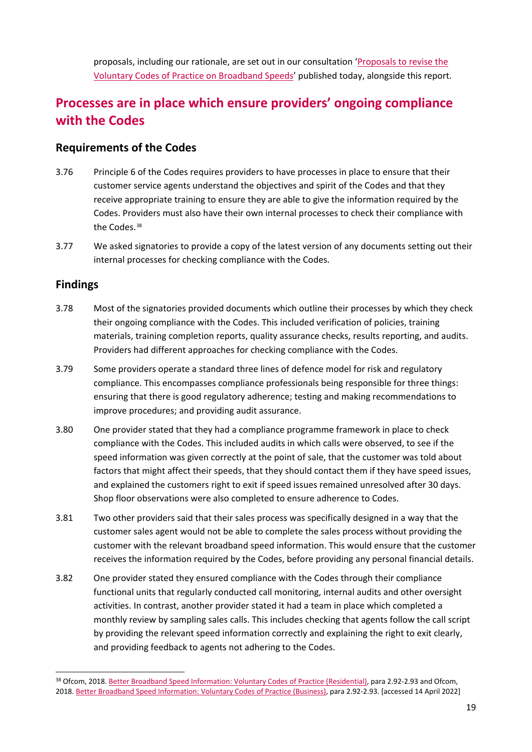proposals, including our rationale, are set out in our consultation 'Proposals to revise the Voluntary Codes of Practice on Broadband Speeds' published today, alongside this report.

## Processes are in place which ensure providers' ongoing compliance with the Codes

### Requirements of the Codes

3.76 Principle 6 of the Codes requires providers to have processes in place to ensure that their customer service agents understand the objectives and spirit of the Codes and that they receive appropriate training to ensure they are able to give the information required by the Codes. Providers must also have their own internal processes to check their compliance with the Codes.[38]

3.77 We asked signatories to provide a copy of the latest version of any documents setting out their internal processes for checking compliance with the Codes.

### Findings

3.78 Most of the signatories provided documents which outline their processes by which they check their ongoing compliance with the Codes. This included verification of policies, training materials, training completion reports, quality assurance checks, results reporting, and audits. Providers had different approaches for checking compliance with the Codes.

3.79 Some providers operate a standard three lines of defence model for risk and regulatory compliance. This encompasses compliance professionals being responsible for three things: ensuring that there is good regulatory adherence; testing and making recommendations to improve procedures; and providing audit assurance.

3.80 One provider stated that they had a compliance programme framework in place to check compliance with the Codes. This included audits in which calls were observed, to see if the speed information was given correctly at the point of sale, that the customer was told about factors that might affect their speeds, that they should contact them if they have speed issues, and explained the customers right to exit if speed issues remained unresolved after 30 days. Shop floor observations were also completed to ensure adherence to Codes.

3.81 Two other providers said that their sales process was specifically designed in a way that the customer sales agent would not be able to complete the sales process without providing the customer with the relevant broadband speed information. This would ensure that the customer receives the information required by the Codes, before providing any personal financial details.

3.82 One provider stated they ensured compliance with the Codes through their compliance functional units that regularly conducted call monitoring, internal audits and other oversight activities. In contrast, another provider stated it had a team in place which completed a monthly review by sampling sales calls. This includes checking that agents follow the call script by providing the relevant speed information correctly and explaining the right to exit clearly, and providing feedback to agents not adhering to the Codes.

---

[38] Ofcom, 2018. Better Broadband Speed Information: Voluntary Codes of Practice (Residential), para 2.92-2.93 and Ofcom, 2018. Better Broadband Speed Information: Voluntary Codes of Practice (Business), para 2.92-2.93. [accessed 14 April 2022]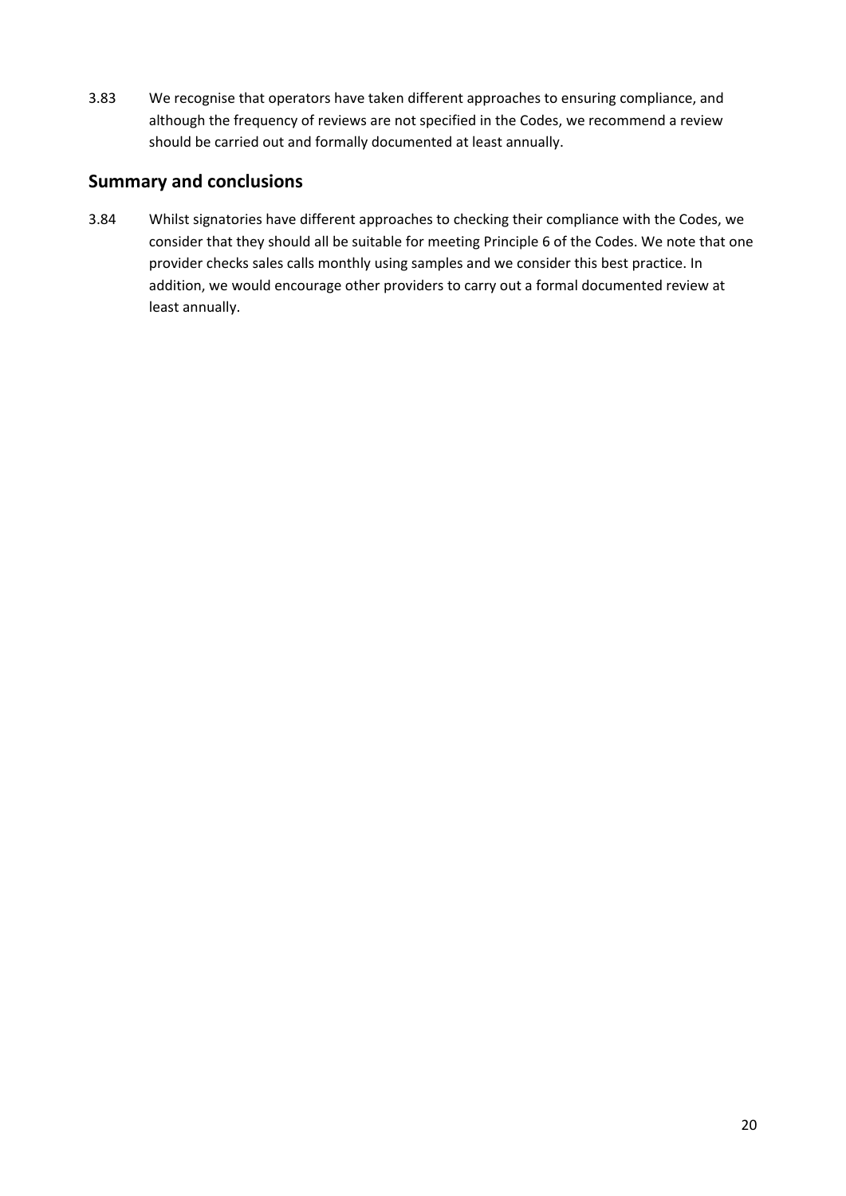3.83 We recognise that operators have taken different approaches to ensuring compliance, and although the frequency of reviews are not specified in the Codes, we recommend a review should be carried out and formally documented at least annually.

## Summary and conclusions

3.84 Whilst signatories have different approaches to checking their compliance with the Codes, we consider that they should all be suitable for meeting Principle 6 of the Codes. We note that one provider checks sales calls monthly using samples and we consider this best practice. In addition, we would encourage other providers to carry out a formal documented review at least annually.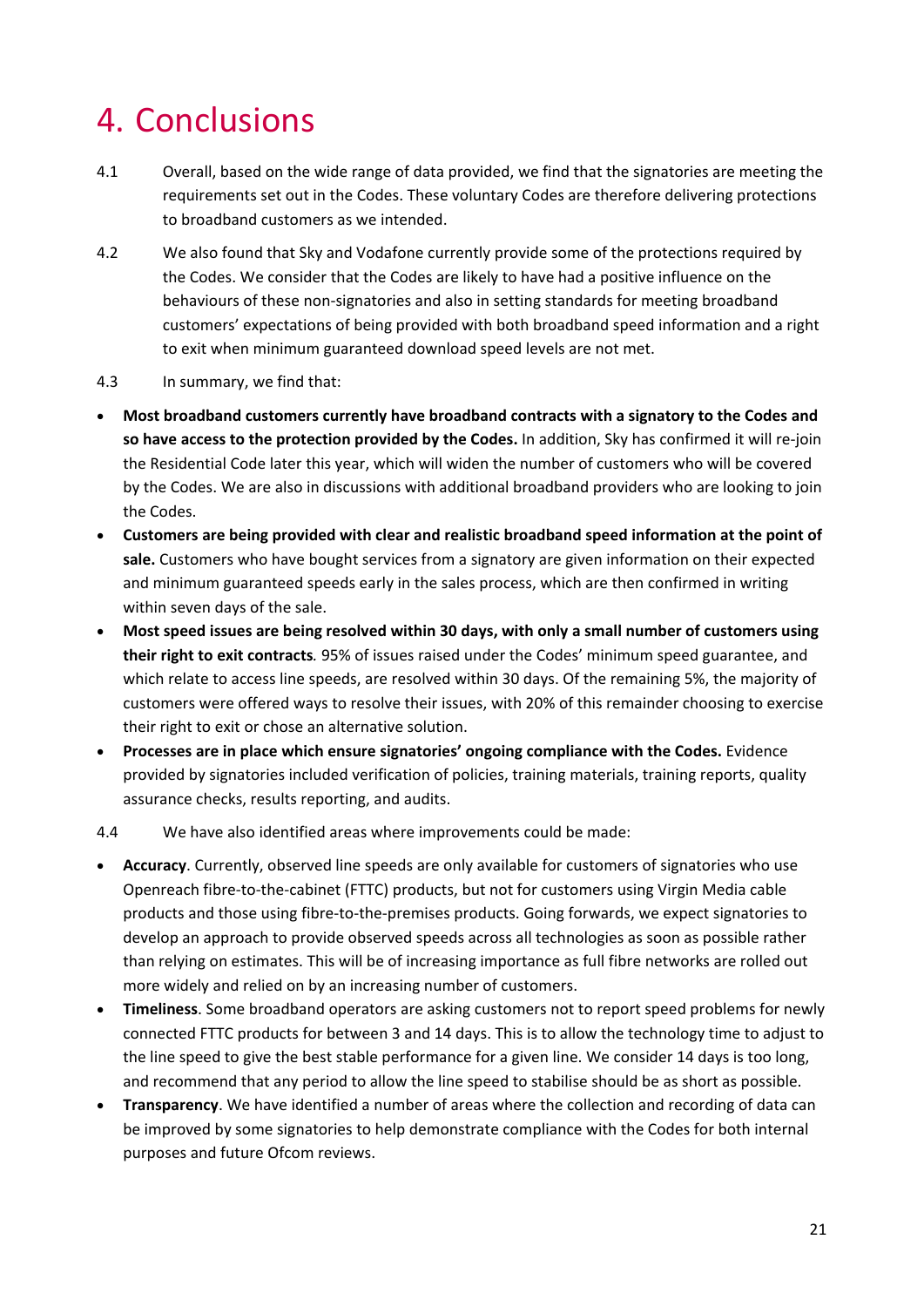# 4. Conclusions

4.1 Overall, based on the wide range of data provided, we find that the signatories are meeting the requirements set out in the Codes. These voluntary Codes are therefore delivering protections to broadband customers as we intended.

4.2 We also found that Sky and Vodafone currently provide some of the protections required by the Codes. We consider that the Codes are likely to have had a positive influence on the behaviours of these non-signatories and also in setting standards for meeting broadband customers' expectations of being provided with both broadband speed information and a right to exit when minimum guaranteed download speed levels are not met.

4.3 In summary, we find that:

- **Most broadband customers currently have broadband contracts with a signatory to the Codes and so have access to the protection provided by the Codes.** In addition, Sky has confirmed it will re-join the Residential Code later this year, which will widen the number of customers who will be covered by the Codes. We are also in discussions with additional broadband providers who are looking to join the Codes.
- **Customers are being provided with clear and realistic broadband speed information at the point of sale.** Customers who have bought services from a signatory are given information on their expected and minimum guaranteed speeds early in the sales process, which are then confirmed in writing within seven days of the sale.
- **Most speed issues are being resolved within 30 days, with only a small number of customers using their right to exit contracts***.* 95% of issues raised under the Codes' minimum speed guarantee, and which relate to access line speeds, are resolved within 30 days. Of the remaining 5%, the majority of customers were offered ways to resolve their issues, with 20% of this remainder choosing to exercise their right to exit or chose an alternative solution.
- **Processes are in place which ensure signatories' ongoing compliance with the Codes.** Evidence provided by signatories included verification of policies, training materials, training reports, quality assurance checks, results reporting, and audits.

4.4 We have also identified areas where improvements could be made:

- **Accuracy**. Currently, observed line speeds are only available for customers of signatories who use Openreach fibre-to-the-cabinet (FTTC) products, but not for customers using Virgin Media cable products and those using fibre-to-the-premises products. Going forwards, we expect signatories to develop an approach to provide observed speeds across all technologies as soon as possible rather than relying on estimates. This will be of increasing importance as full fibre networks are rolled out more widely and relied on by an increasing number of customers.
- **Timeliness**. Some broadband operators are asking customers not to report speed problems for newly connected FTTC products for between 3 and 14 days. This is to allow the technology time to adjust to the line speed to give the best stable performance for a given line. We consider 14 days is too long, and recommend that any period to allow the line speed to stabilise should be as short as possible.
- **Transparency**. We have identified a number of areas where the collection and recording of data can be improved by some signatories to help demonstrate compliance with the Codes for both internal purposes and future Ofcom reviews.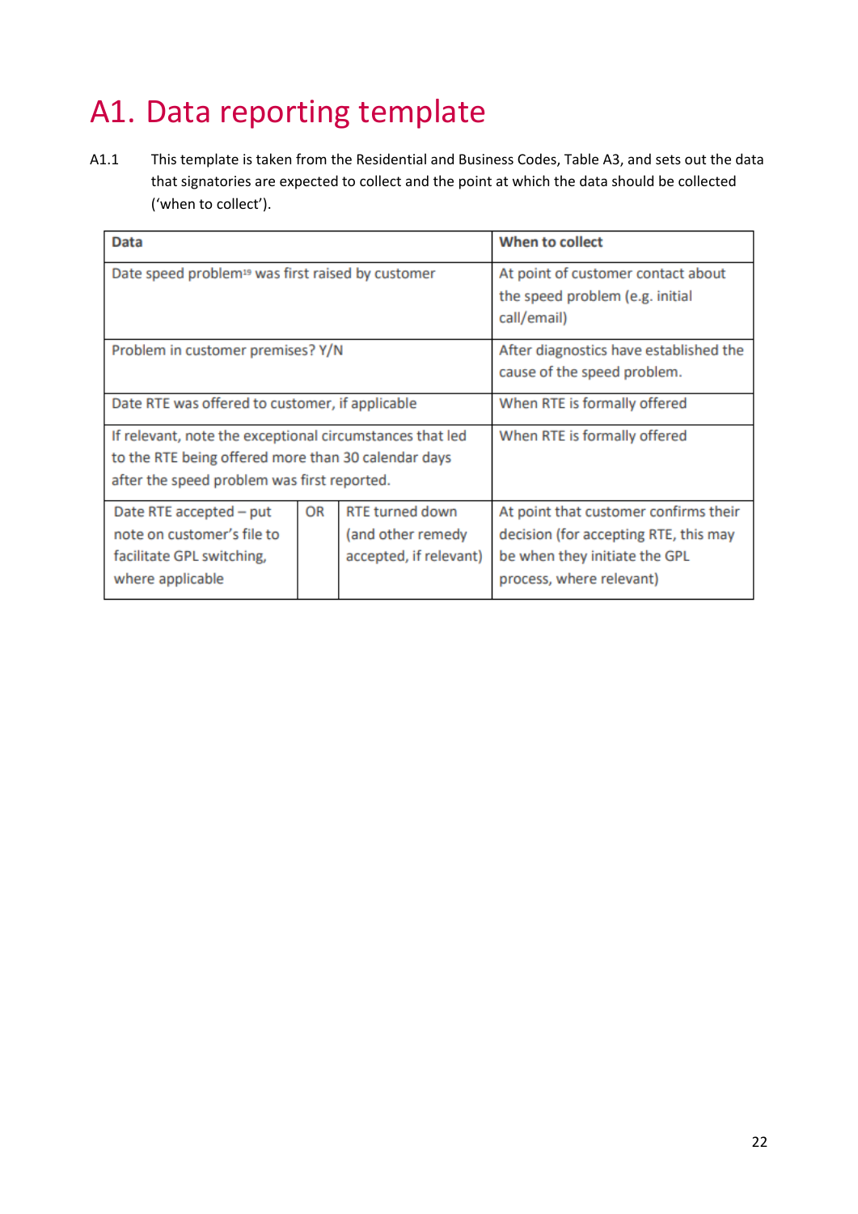# A1. Data reporting template

A1.1 This template is taken from the Residential and Business Codes, Table A3, and sets out the data that signatories are expected to collect and the point at which the data should be collected ('when to collect').

| Data | | | When to collect |
|---|---|---|---|
| Date speed problem[19] was first raised by customer | | | At point of customer contact about the speed problem (e.g. initial call/email) |
| Problem in customer premises? Y/N | | | After diagnostics have established the cause of the speed problem. |
| Date RTE was offered to customer, if applicable | | | When RTE is formally offered |
| If relevant, note the exceptional circumstances that led to the RTE being offered more than 30 calendar days after the speed problem was first reported. | | | When RTE is formally offered |
| Date RTE accepted – put note on customer's file to facilitate GPL switching, where applicable | OR | RTE turned down (and other remedy accepted, if relevant) | At point that customer confirms their decision (for accepting RTE, this may be when they initiate the GPL process, where relevant) |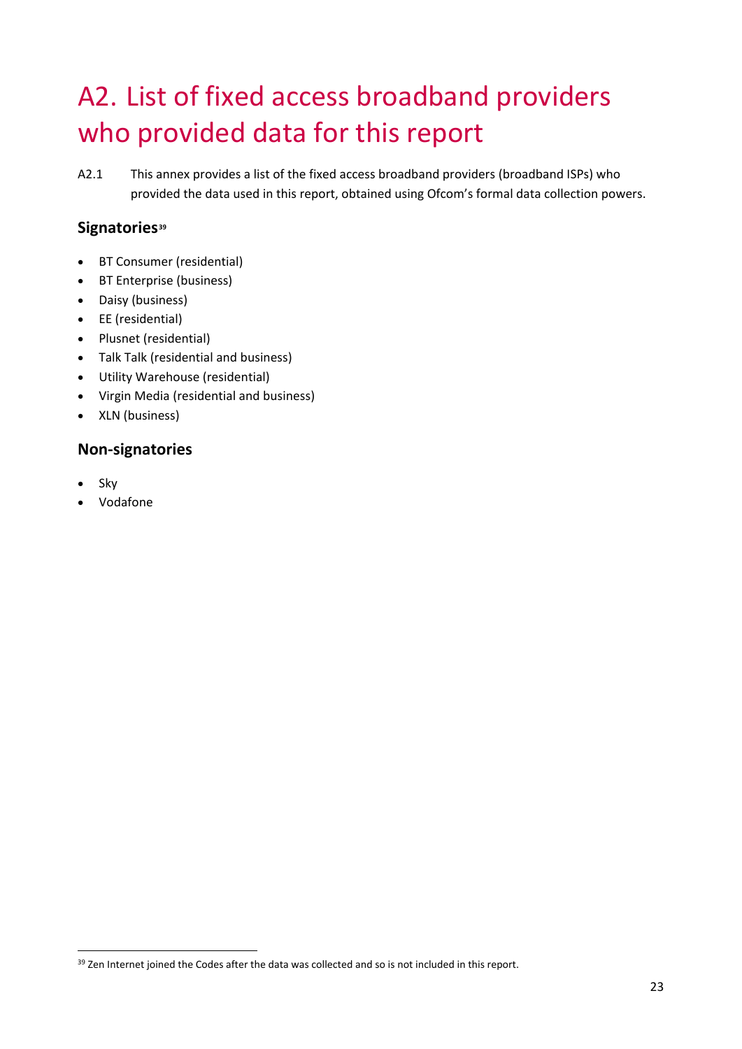# A2. List of fixed access broadband providers who provided data for this report

A2.1 This annex provides a list of the fixed access broadband providers (broadband ISPs) who provided the data used in this report, obtained using Ofcom's formal data collection powers.

## Signatories[39]

- BT Consumer (residential)
- BT Enterprise (business)
- Daisy (business)
- EE (residential)
- Plusnet (residential)
- Talk Talk (residential and business)
- Utility Warehouse (residential)
- Virgin Media (residential and business)
- XLN (business)

## Non-signatories

- Sky
- Vodafone

[39] Zen Internet joined the Codes after the data was collected and so is not included in this report.